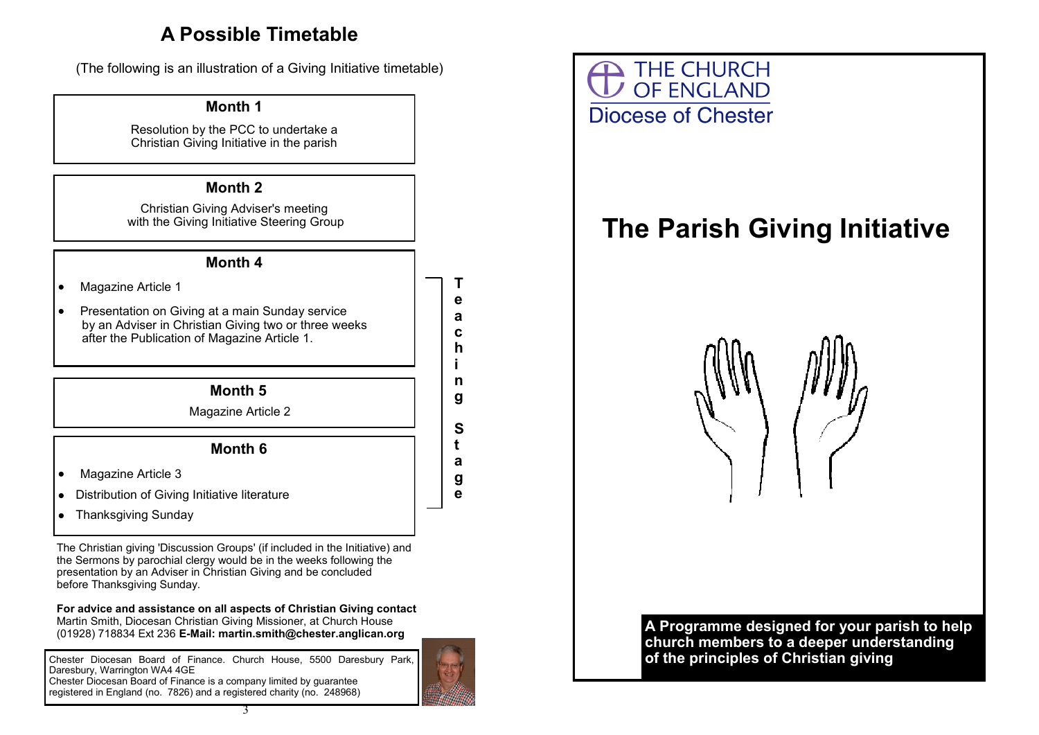## A Possible Timetable

(The following is an illustration of a Giving Initiative timetable)

### Month 1

Resolution by the PCC to undertake a Christian Giving Initiative in the parish

### Month 2

Christian Giving Adviser's meeting with the Giving Initiative Steering Group

### Month 4

- Magazine Article 1
- Presentation on Giving at a main Sunday service by an Adviser in Christian Giving two or three weeks after the Publication of Magazine Article 1.

### Month 5

Magazine Article 2

### Month 6

- Magazine Article 3
- Distribution of Giving Initiative literature
- Thanksgiving Sunday

**Teaching Stage** (Months 4–6)

The Christian giving 'Discussion Groups' (if included in the Initiative) and the Sermons by parochial clergy would be in the weeks following the presentation by an Adviser in Christian Giving and be concluded before Thanksgiving Sunday.

**For advice and assistance on all aspects of Christian Giving contact** Martin Smith, Diocesan Christian Giving Missioner, at Church House (01928) 718834 Ext 236 **E-Mail: martin.smith@chester.anglican.org**

Chester Diocesan Board of Finance. Church House, 5500 Daresbury Park, Daresbury, Warrington WA4 4GE
Chester Diocesan Board of Finance is a company limited by guarantee registered in England (no. 7826) and a registered charity (no. 248968)

THE CHURCH OF ENGLAND
Diocese of Chester

# The Parish Giving Initiative

**A Programme designed for your parish to help church members to a deeper understanding of the principles of Christian giving**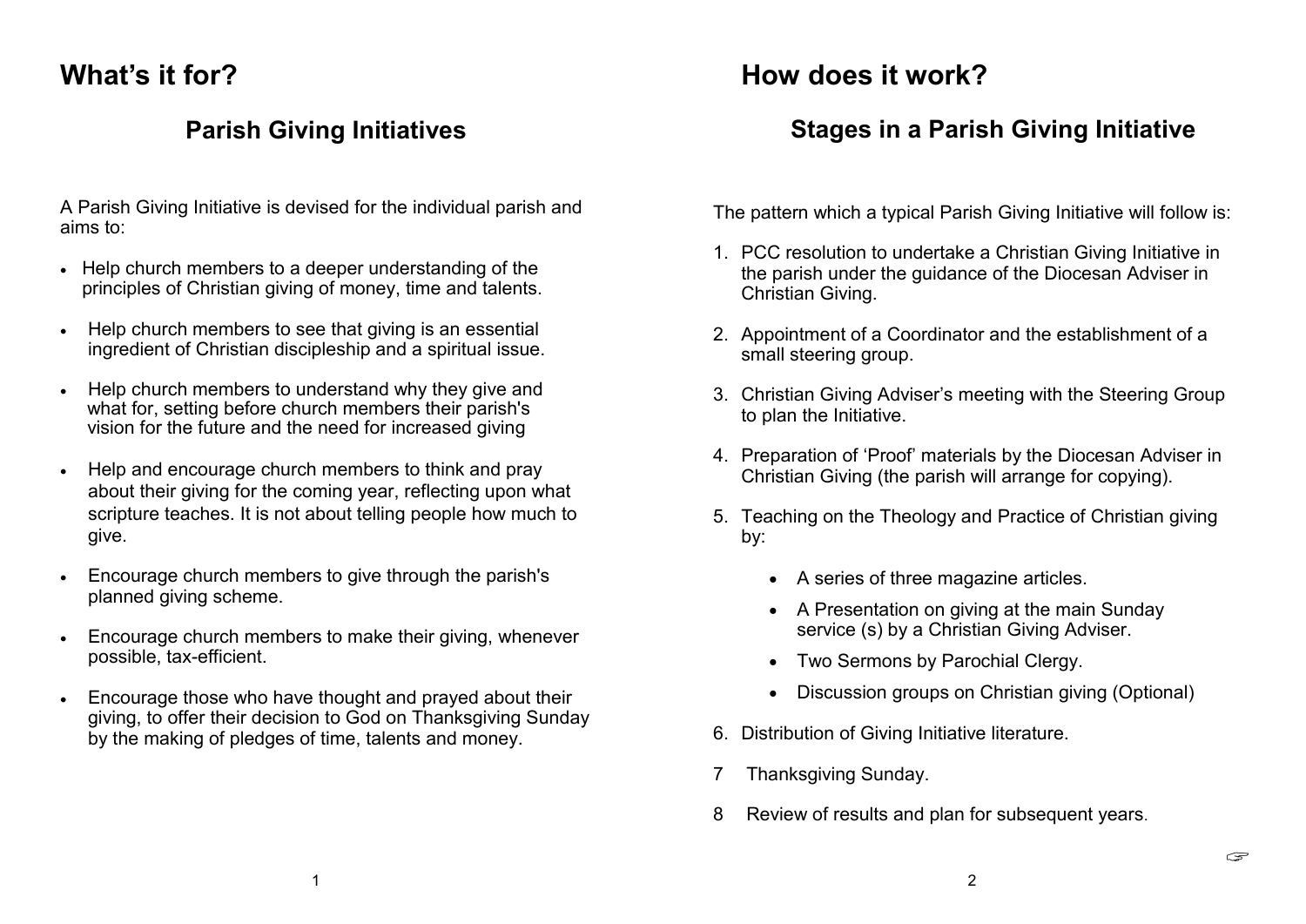# What's it for?

## Parish Giving Initiatives

A Parish Giving Initiative is devised for the individual parish and aims to:

- Help church members to a deeper understanding of the principles of Christian giving of money, time and talents.
- Help church members to see that giving is an essential ingredient of Christian discipleship and a spiritual issue.
- Help church members to understand why they give and what for, setting before church members their parish's vision for the future and the need for increased giving
- Help and encourage church members to think and pray about their giving for the coming year, reflecting upon what scripture teaches. It is not about telling people how much to give.
- Encourage church members to give through the parish's planned giving scheme.
- Encourage church members to make their giving, whenever possible, tax-efficient.
- Encourage those who have thought and prayed about their giving, to offer their decision to God on Thanksgiving Sunday by the making of pledges of time, talents and money.

# How does it work?

## Stages in a Parish Giving Initiative

The pattern which a typical Parish Giving Initiative will follow is:

1. PCC resolution to undertake a Christian Giving Initiative in the parish under the guidance of the Diocesan Adviser in Christian Giving.
2. Appointment of a Coordinator and the establishment of a small steering group.
3. Christian Giving Adviser's meeting with the Steering Group to plan the Initiative.
4. Preparation of 'Proof' materials by the Diocesan Adviser in Christian Giving (the parish will arrange for copying).
5. Teaching on the Theology and Practice of Christian giving by:
    - A series of three magazine articles.
    - A Presentation on giving at the main Sunday service (s) by a Christian Giving Adviser.
    - Two Sermons by Parochial Clergy.
    - Discussion groups on Christian giving (Optional)
6. Distribution of Giving Initiative literature.
7. Thanksgiving Sunday.
8. Review of results and plan for subsequent years.

☞